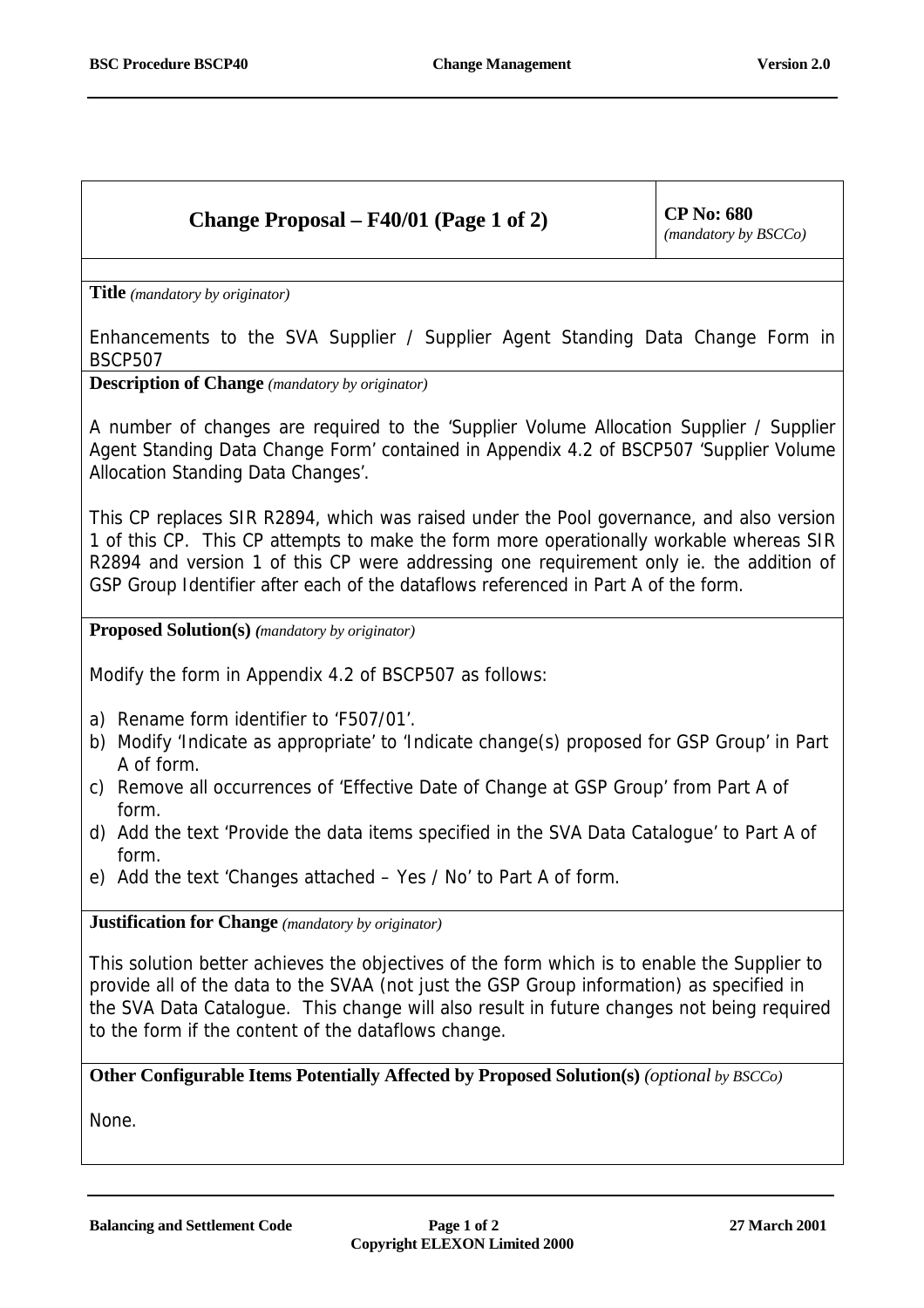## Change Proposal – F40/01 (Page 1 of 2)

**CP No: 680**
*(mandatory by BSCCo)*

**Title** *(mandatory by originator)*

Enhancements to the SVA Supplier / Supplier Agent Standing Data Change Form in BSCP507

**Description of Change** *(mandatory by originator)*

A number of changes are required to the 'Supplier Volume Allocation Supplier / Supplier Agent Standing Data Change Form' contained in Appendix 4.2 of BSCP507 'Supplier Volume Allocation Standing Data Changes'.

This CP replaces SIR R2894, which was raised under the Pool governance, and also version 1 of this CP. This CP attempts to make the form more operationally workable whereas SIR R2894 and version 1 of this CP were addressing one requirement only ie. the addition of GSP Group Identifier after each of the dataflows referenced in Part A of the form.

**Proposed Solution(s)** *(mandatory by originator)*

Modify the form in Appendix 4.2 of BSCP507 as follows:

a) Rename form identifier to 'F507/01'.
b) Modify 'Indicate as appropriate' to 'Indicate change(s) proposed for GSP Group' in Part A of form.
c) Remove all occurrences of 'Effective Date of Change at GSP Group' from Part A of form.
d) Add the text 'Provide the data items specified in the SVA Data Catalogue' to Part A of form.
e) Add the text 'Changes attached – Yes / No' to Part A of form.

**Justification for Change** *(mandatory by originator)*

This solution better achieves the objectives of the form which is to enable the Supplier to provide all of the data to the SVAA (not just the GSP Group information) as specified in the SVA Data Catalogue. This change will also result in future changes not being required to the form if the content of the dataflows change.

**Other Configurable Items Potentially Affected by Proposed Solution(s)** *(optional by BSCCo)*

None.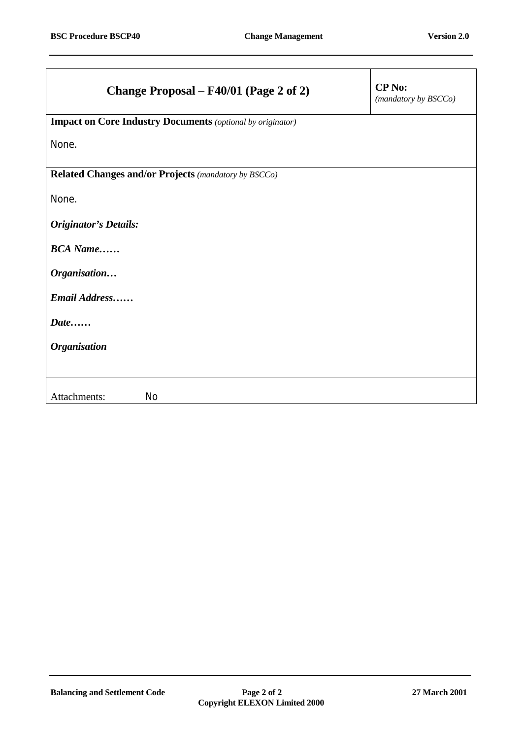| **Change Proposal – F40/01 (Page 2 of 2)** | **CP No:** *(mandatory by BSCCo)* |
|---|---|
| **Impact on Core Industry Documents** *(optional by originator)* <br><br> None. | |
| **Related Changes and/or Projects** *(mandatory by BSCCo)* <br><br> None. | |
| ***Originator's Details:*** <br><br> ***BCA Name……*** <br><br> ***Organisation…*** <br><br> ***Email Address……*** <br><br> ***Date……*** <br><br> ***Organisation*** | |
| Attachments: No | |